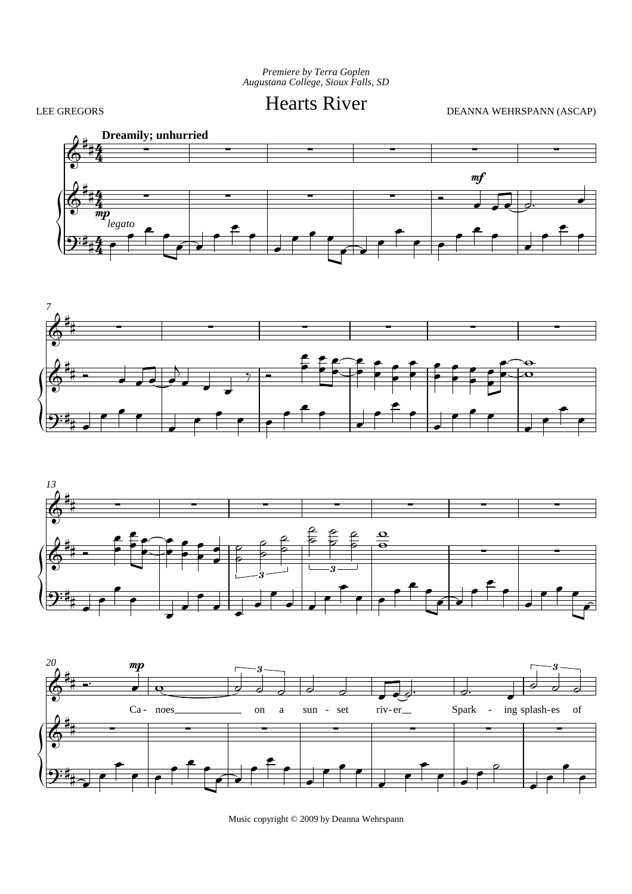*Premiere by Terra Goplen*
*Augustana College, Sioux Falls, SD*

# Hearts River

LEE GREGORS

DEANNA WEHRSPANN (ASCAP)

**Dreamily; unhurried**

*mp* *legato*

*mf*

*mp*

Ca - noes on a sun - set riv - er Spark - ing splash - es of

Music copyright © 2009 by Deanna Wehrspann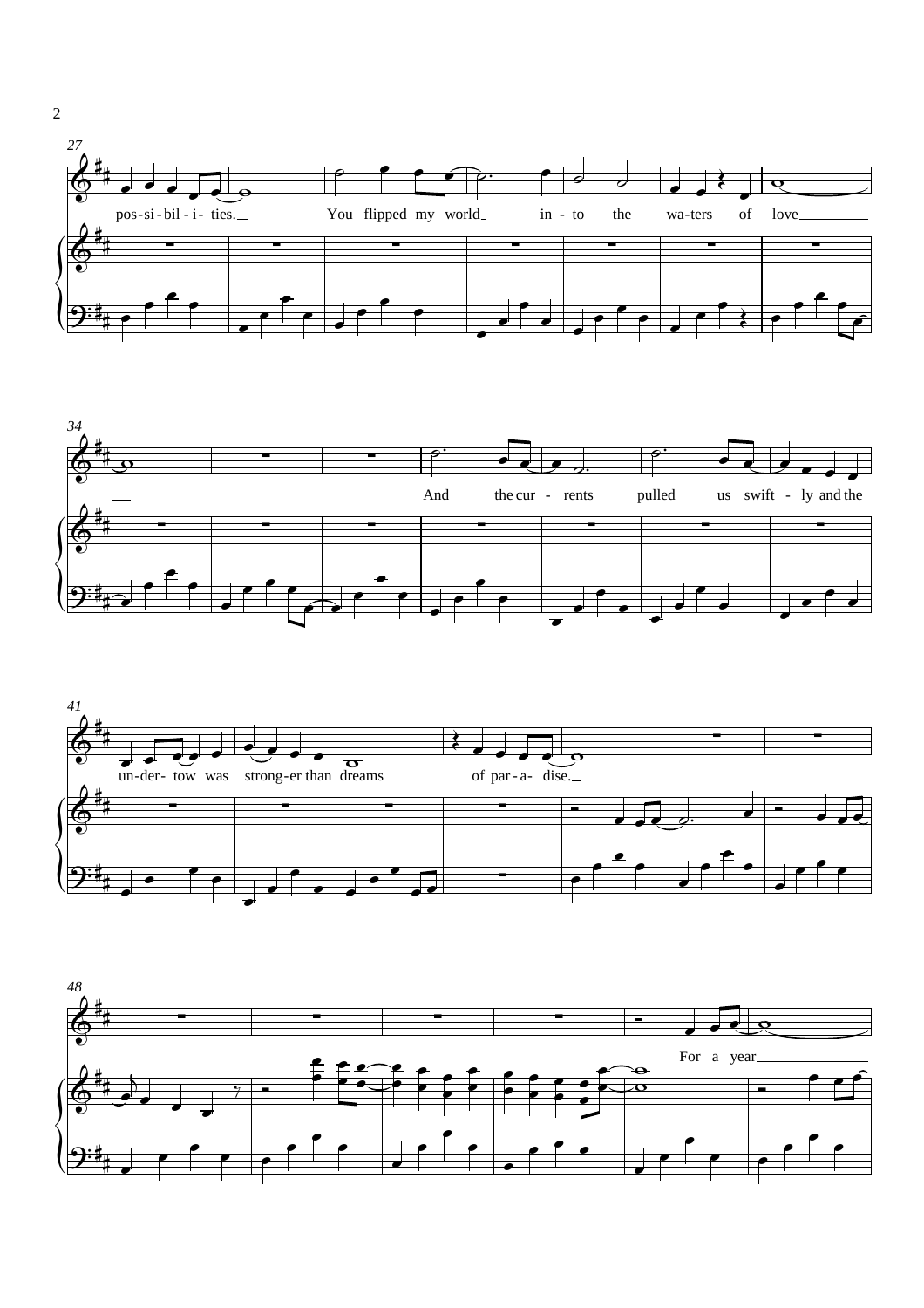27

pos-si-bil-i-ties. You flipped my world in-to the wa-ters of love

34

And the cur-rents pulled us swift-ly and the

41

un-der-tow was strong-er than dreams of par-a-dise.

48

For a year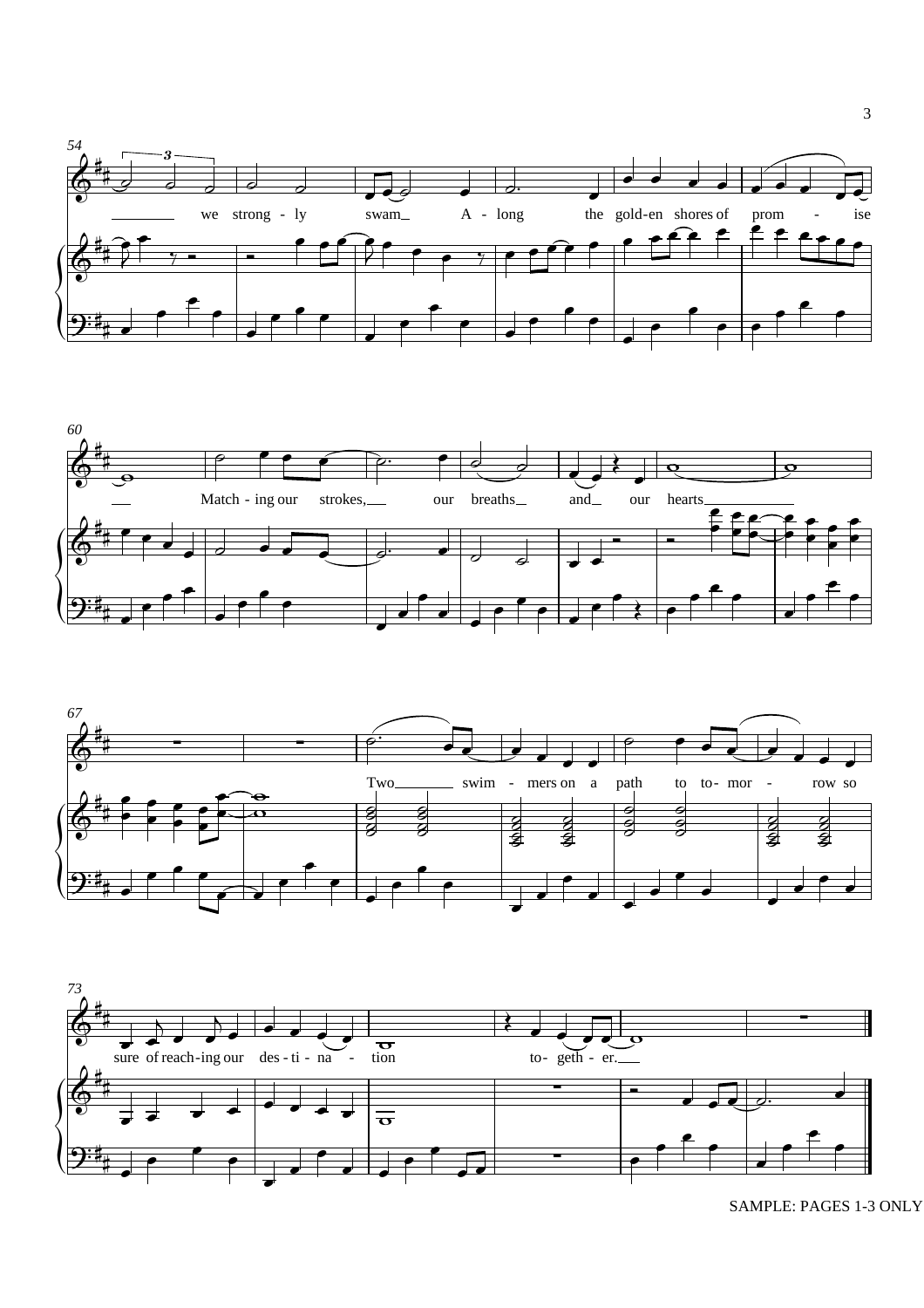we strong - ly swam A - long the gold-en shores of prom - ise

Match - ing our strokes, our breaths and our hearts

Two swim - mers on a path to to- mor - row so

sure of reach-ing our des - ti - na - tion to- geth - er.

SAMPLE: PAGES 1-3 ONLY